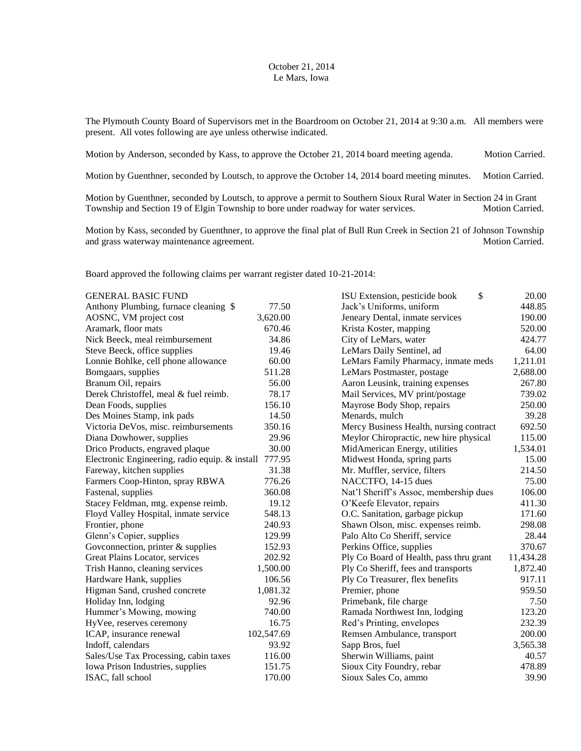October 21, 2014
Le Mars, Iowa

The Plymouth County Board of Supervisors met in the Boardroom on October 21, 2014 at 9:30 a.m. All members were present. All votes following are aye unless otherwise indicated.

Motion by Anderson, seconded by Kass, to approve the October 21, 2014 board meeting agenda. Motion Carried.

Motion by Guenthner, seconded by Loutsch, to approve the October 14, 2014 board meeting minutes. Motion Carried.

Motion by Guenthner, seconded by Loutsch, to approve a permit to Southern Sioux Rural Water in Section 24 in Grant Township and Section 19 of Elgin Township to bore under roadway for water services. Motion Carried.

Motion by Kass, seconded by Guenthner, to approve the final plat of Bull Run Creek in Section 21 of Johnson Township and grass waterway maintenance agreement. Motion Carried.

Board approved the following claims per warrant register dated 10-21-2014:

| GENERAL BASIC FUND | |
|---|---|
| Anthony Plumbing, furnace cleaning $ | 77.50 |
| AOSNC, VM project cost | 3,620.00 |
| Aramark, floor mats | 670.46 |
| Nick Beeck, meal reimbursement | 34.86 |
| Steve Beeck, office supplies | 19.46 |
| Lonnie Bohlke, cell phone allowance | 60.00 |
| Bomgaars, supplies | 511.28 |
| Branum Oil, repairs | 56.00 |
| Derek Christoffel, meal & fuel reimb. | 78.17 |
| Dean Foods, supplies | 156.10 |
| Des Moines Stamp, ink pads | 14.50 |
| Victoria DeVos, misc. reimbursements | 350.16 |
| Diana Dowhower, supplies | 29.96 |
| Drico Products, engraved plaque | 30.00 |
| Electronic Engineering, radio equip. & install | 777.95 |
| Fareway, kitchen supplies | 31.38 |
| Farmers Coop-Hinton, spray RBWA | 776.26 |
| Fastenal, supplies | 360.08 |
| Stacey Feldman, mtg. expense reimb. | 19.12 |
| Floyd Valley Hospital, inmate service | 548.13 |
| Frontier, phone | 240.93 |
| Glenn's Copier, supplies | 129.99 |
| Govconnection, printer & supplies | 152.93 |
| Great Plains Locator, services | 202.92 |
| Trish Hanno, cleaning services | 1,500.00 |
| Hardware Hank, supplies | 106.56 |
| Higman Sand, crushed concrete | 1,081.32 |
| Holiday Inn, lodging | 92.96 |
| Hummer's Mowing, mowing | 740.00 |
| HyVee, reserves ceremony | 16.75 |
| ICAP, insurance renewal | 102,547.69 |
| Indoff, calendars | 93.92 |
| Sales/Use Tax Processing, cabin taxes | 116.00 |
| Iowa Prison Industries, supplies | 151.75 |
| ISAC, fall school | 170.00 |
| ISU Extension, pesticide book $ | 20.00 |
| Jack's Uniforms, uniform | 448.85 |
| Jeneary Dental, inmate services | 190.00 |
| Krista Koster, mapping | 520.00 |
| City of LeMars, water | 424.77 |
| LeMars Daily Sentinel, ad | 64.00 |
| LeMars Family Pharmacy, inmate meds | 1,211.01 |
| LeMars Postmaster, postage | 2,688.00 |
| Aaron Leusink, training expenses | 267.80 |
| Mail Services, MV print/postage | 739.02 |
| Mayrose Body Shop, repairs | 250.00 |
| Menards, mulch | 39.28 |
| Mercy Business Health, nursing contract | 692.50 |
| Meylor Chiropractic, new hire physical | 115.00 |
| MidAmerican Energy, utilities | 1,534.01 |
| Midwest Honda, spring parts | 15.00 |
| Mr. Muffler, service, filters | 214.50 |
| NACCTFO, 14-15 dues | 75.00 |
| Nat'l Sheriff's Assoc, membership dues | 106.00 |
| O'Keefe Elevator, repairs | 411.30 |
| O.C. Sanitation, garbage pickup | 171.60 |
| Shawn Olson, misc. expenses reimb. | 298.08 |
| Palo Alto Co Sheriff, service | 28.44 |
| Perkins Office, supplies | 370.67 |
| Ply Co Board of Health, pass thru grant | 11,434.28 |
| Ply Co Sheriff, fees and transports | 1,872.40 |
| Ply Co Treasurer, flex benefits | 917.11 |
| Premier, phone | 959.50 |
| Primebank, file charge | 7.50 |
| Ramada Northwest Inn, lodging | 123.20 |
| Red's Printing, envelopes | 232.39 |
| Remsen Ambulance, transport | 200.00 |
| Sapp Bros, fuel | 3,565.38 |
| Sherwin Williams, paint | 40.57 |
| Sioux City Foundry, rebar | 478.89 |
| Sioux Sales Co, ammo | 39.90 |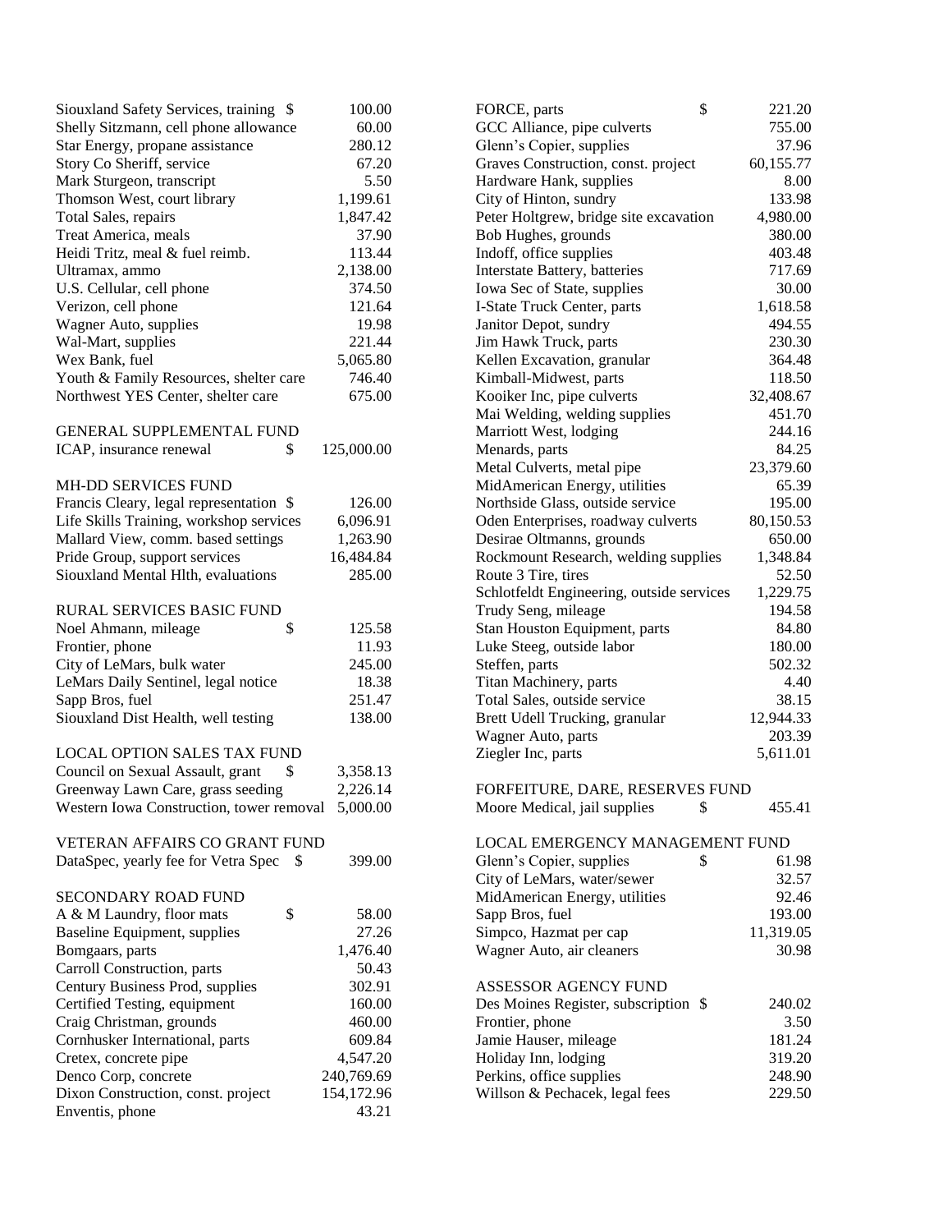| | |
|---|---|
| Siouxland Safety Services, training | $ 100.00 |
| Shelly Sitzmann, cell phone allowance | 60.00 |
| Star Energy, propane assistance | 280.12 |
| Story Co Sheriff, service | 67.20 |
| Mark Sturgeon, transcript | 5.50 |
| Thomson West, court library | 1,199.61 |
| Total Sales, repairs | 1,847.42 |
| Treat America, meals | 37.90 |
| Heidi Tritz, meal & fuel reimb. | 113.44 |
| Ultramax, ammo | 2,138.00 |
| U.S. Cellular, cell phone | 374.50 |
| Verizon, cell phone | 121.64 |
| Wagner Auto, supplies | 19.98 |
| Wal-Mart, supplies | 221.44 |
| Wex Bank, fuel | 5,065.80 |
| Youth & Family Resources, shelter care | 746.40 |
| Northwest YES Center, shelter care | 675.00 |

GENERAL SUPPLEMENTAL FUND

| | |
|---|---|
| ICAP, insurance renewal | $ 125,000.00 |

MH-DD SERVICES FUND

| | |
|---|---|
| Francis Cleary, legal representation | $ 126.00 |
| Life Skills Training, workshop services | 6,096.91 |
| Mallard View, comm. based settings | 1,263.90 |
| Pride Group, support services | 16,484.84 |
| Siouxland Mental Hlth, evaluations | 285.00 |

RURAL SERVICES BASIC FUND

| | |
|---|---|
| Noel Ahmann, mileage | $ 125.58 |
| Frontier, phone | 11.93 |
| City of LeMars, bulk water | 245.00 |
| LeMars Daily Sentinel, legal notice | 18.38 |
| Sapp Bros, fuel | 251.47 |
| Siouxland Dist Health, well testing | 138.00 |

LOCAL OPTION SALES TAX FUND

| | |
|---|---|
| Council on Sexual Assault, grant | $ 3,358.13 |
| Greenway Lawn Care, grass seeding | 2,226.14 |
| Western Iowa Construction, tower removal | 5,000.00 |

VETERAN AFFAIRS CO GRANT FUND

| | |
|---|---|
| DataSpec, yearly fee for Vetra Spec | $ 399.00 |

SECONDARY ROAD FUND

| | |
|---|---|
| A & M Laundry, floor mats | $ 58.00 |
| Baseline Equipment, supplies | 27.26 |
| Bomgaars, parts | 1,476.40 |
| Carroll Construction, parts | 50.43 |
| Century Business Prod, supplies | 302.91 |
| Certified Testing, equipment | 160.00 |
| Craig Christman, grounds | 460.00 |
| Cornhusker International, parts | 609.84 |
| Cretex, concrete pipe | 4,547.20 |
| Denco Corp, concrete | 240,769.69 |
| Dixon Construction, const. project | 154,172.96 |
| Enventis, phone | 43.21 |
| FORCE, parts | $ 221.20 |
| GCC Alliance, pipe culverts | 755.00 |
| Glenn's Copier, supplies | 37.96 |
| Graves Construction, const. project | 60,155.77 |
| Hardware Hank, supplies | 8.00 |
| City of Hinton, sundry | 133.98 |
| Peter Holtgrew, bridge site excavation | 4,980.00 |
| Bob Hughes, grounds | 380.00 |
| Indoff, office supplies | 403.48 |
| Interstate Battery, batteries | 717.69 |
| Iowa Sec of State, supplies | 30.00 |
| I-State Truck Center, parts | 1,618.58 |
| Janitor Depot, sundry | 494.55 |
| Jim Hawk Truck, parts | 230.30 |
| Kellen Excavation, granular | 364.48 |
| Kimball-Midwest, parts | 118.50 |
| Kooiker Inc, pipe culverts | 32,408.67 |
| Mai Welding, welding supplies | 451.70 |
| Marriott West, lodging | 244.16 |
| Menards, parts | 84.25 |
| Metal Culverts, metal pipe | 23,379.60 |
| MidAmerican Energy, utilities | 65.39 |
| Northside Glass, outside service | 195.00 |
| Oden Enterprises, roadway culverts | 80,150.53 |
| Desirae Oltmanns, grounds | 650.00 |
| Rockmount Research, welding supplies | 1,348.84 |
| Route 3 Tire, tires | 52.50 |
| Schlotfeldt Engineering, outside services | 1,229.75 |
| Trudy Seng, mileage | 194.58 |
| Stan Houston Equipment, parts | 84.80 |
| Luke Steeg, outside labor | 180.00 |
| Steffen, parts | 502.32 |
| Titan Machinery, parts | 4.40 |
| Total Sales, outside service | 38.15 |
| Brett Udell Trucking, granular | 12,944.33 |
| Wagner Auto, parts | 203.39 |
| Ziegler Inc, parts | 5,611.01 |

FORFEITURE, DARE, RESERVES FUND

| | |
|---|---|
| Moore Medical, jail supplies | $ 455.41 |

LOCAL EMERGENCY MANAGEMENT FUND

| | |
|---|---|
| Glenn's Copier, supplies | $ 61.98 |
| City of LeMars, water/sewer | 32.57 |
| MidAmerican Energy, utilities | 92.46 |
| Sapp Bros, fuel | 193.00 |
| Simpco, Hazmat per cap | 11,319.05 |
| Wagner Auto, air cleaners | 30.98 |

ASSESSOR AGENCY FUND

| | |
|---|---|
| Des Moines Register, subscription | $ 240.02 |
| Frontier, phone | 3.50 |
| Jamie Hauser, mileage | 181.24 |
| Holiday Inn, lodging | 319.20 |
| Perkins, office supplies | 248.90 |
| Willson & Pechacek, legal fees | 229.50 |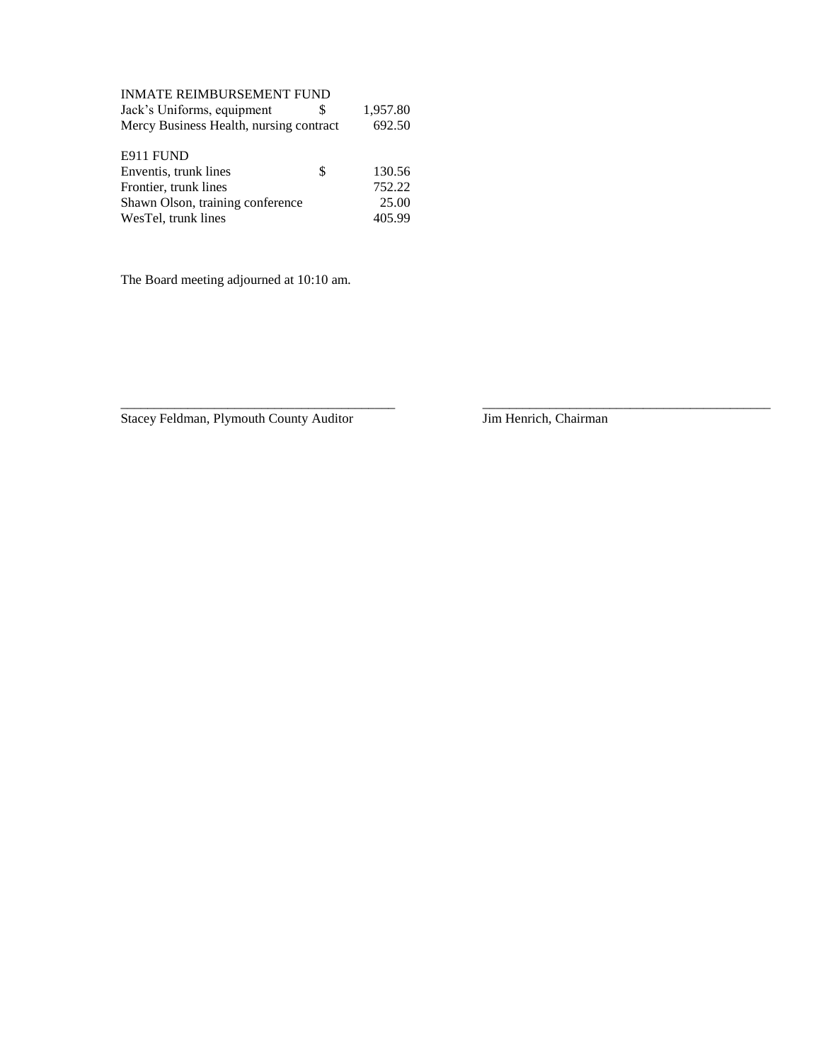INMATE REIMBURSEMENT FUND

| | | |
|---|---|---|
| Jack's Uniforms, equipment | $ | 1,957.80 |
| Mercy Business Health, nursing contract | | 692.50 |

E911 FUND

| | | |
|---|---|---|
| Enventis, trunk lines | $ | 130.56 |
| Frontier, trunk lines | | 752.22 |
| Shawn Olson, training conference | | 25.00 |
| WesTel, trunk lines | | 405.99 |

The Board meeting adjourned at 10:10 am.

\_\_\_\_\_\_\_\_\_\_\_\_\_\_\_\_\_\_\_\_\_\_\_\_\_\_\_\_\_\_\_\_\_\_\_\_\_\_\_\_
Stacey Feldman, Plymouth County Auditor

\_\_\_\_\_\_\_\_\_\_\_\_\_\_\_\_\_\_\_\_\_\_\_\_\_\_\_\_\_\_\_\_\_\_\_\_\_\_\_\_
Jim Henrich, Chairman